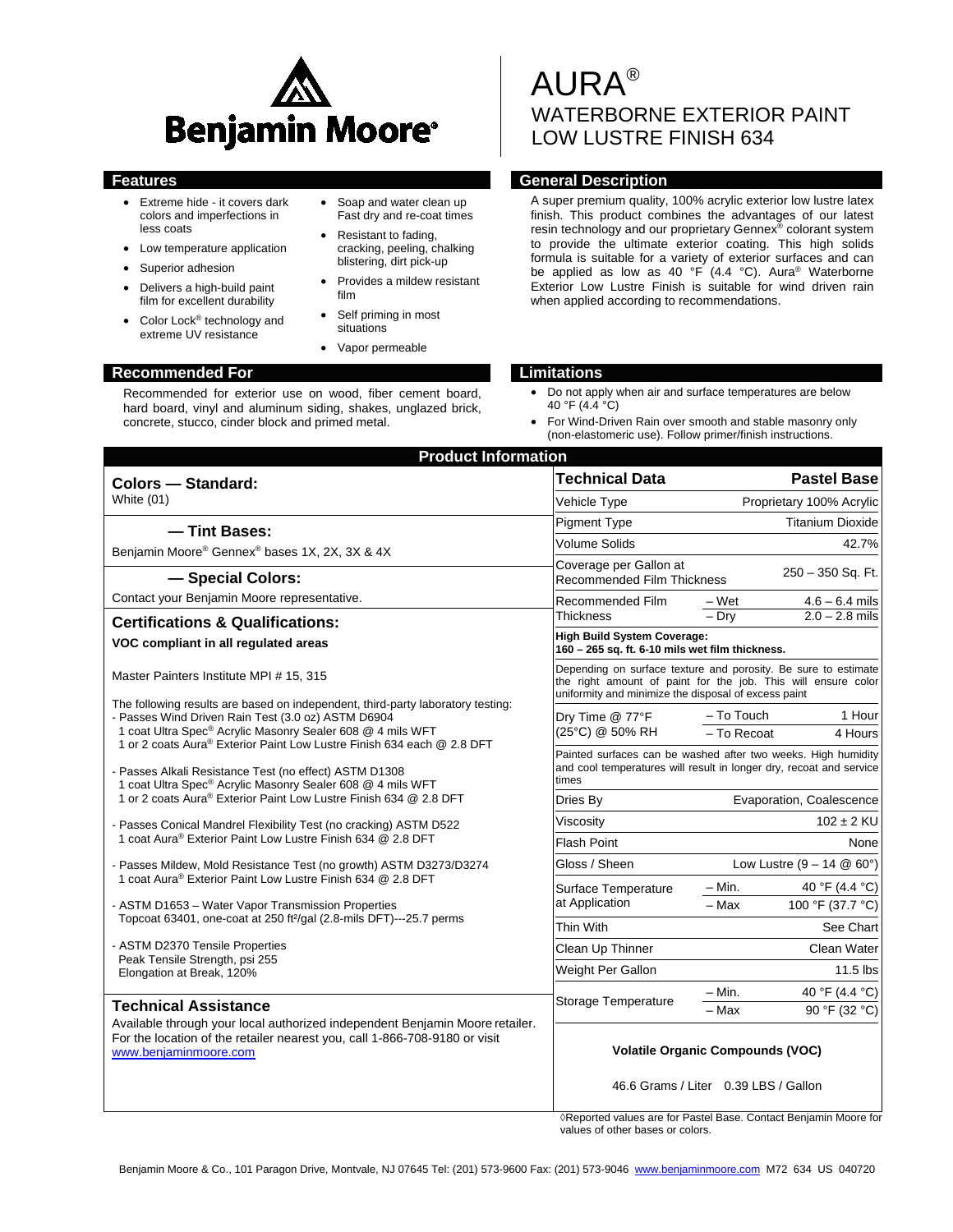Benjamin Moore®

# AURA®

## WATERBORNE EXTERIOR PAINT LOW LUSTRE FINISH 634

## Features

- Extreme hide - it covers dark colors and imperfections in less coats
- Low temperature application
- Superior adhesion
- Delivers a high-build paint film for excellent durability
- Color Lock® technology and extreme UV resistance
- Soap and water clean up Fast dry and re-coat times
- Resistant to fading, cracking, peeling, chalking blistering, dirt pick-up
- Provides a mildew resistant film
- Self priming in most situations
- Vapor permeable

## General Description

A super premium quality, 100% acrylic exterior low lustre latex finish. This product combines the advantages of our latest resin technology and our proprietary Gennex® colorant system to provide the ultimate exterior coating. This high solids formula is suitable for a variety of exterior surfaces and can be applied as low as 40 °F (4.4 °C). Aura® Waterborne Exterior Low Lustre Finish is suitable for wind driven rain when applied according to recommendations.

## Recommended For

Recommended for exterior use on wood, fiber cement board, hard board, vinyl and aluminum siding, shakes, unglazed brick, concrete, stucco, cinder block and primed metal.

## Limitations

- Do not apply when air and surface temperatures are below 40 °F (4.4 °C)
- For Wind-Driven Rain over smooth and stable masonry only (non-elastomeric use). Follow primer/finish instructions.

## Product Information

### Colors — Standard:

White (01)

### — Tint Bases:

Benjamin Moore® Gennex® bases 1X, 2X, 3X & 4X

### — Special Colors:

Contact your Benjamin Moore representative.

### Certifications & Qualifications:

**VOC compliant in all regulated areas**

Master Painters Institute MPI # 15, 315

The following results are based on independent, third-party laboratory testing:

- Passes Wind Driven Rain Test (3.0 oz) ASTM D6904
  1 coat Ultra Spec® Acrylic Masonry Sealer 608 @ 4 mils WFT
  1 or 2 coats Aura® Exterior Paint Low Lustre Finish 634 each @ 2.8 DFT
- Passes Alkali Resistance Test (no effect) ASTM D1308
  1 coat Ultra Spec® Acrylic Masonry Sealer 608 @ 4 mils WFT
  1 or 2 coats Aura® Exterior Paint Low Lustre Finish 634 @ 2.8 DFT
- Passes Conical Mandrel Flexibility Test (no cracking) ASTM D522
  1 coat Aura® Exterior Paint Low Lustre Finish 634 @ 2.8 DFT
- Passes Mildew, Mold Resistance Test (no growth) ASTM D3273/D3274
  1 coat Aura® Exterior Paint Low Lustre Finish 634 @ 2.8 DFT
- ASTM D1653 – Water Vapor Transmission Properties
  Topcoat 63401, one-coat at 250 ft²/gal (2.8-mils DFT)---25.7 perms
- ASTM D2370 Tensile Properties
  Peak Tensile Strength, psi 255
  Elongation at Break, 120%

### Technical Assistance

Available through your local authorized independent Benjamin Moore retailer. For the location of the retailer nearest you, call 1-866-708-9180 or visit www.benjaminmoore.com

| Technical Data | | Pastel Base |
|---|---|---|
| Vehicle Type | | Proprietary 100% Acrylic |
| Pigment Type | | Titanium Dioxide |
| Volume Solids | | 42.7% |
| Coverage per Gallon at Recommended Film Thickness | | 250 – 350 Sq. Ft. |
| Recommended Film Thickness | – Wet | 4.6 – 6.4 mils |
| | – Dry | 2.0 – 2.8 mils |
| **High Build System Coverage: 160 – 265 sq. ft. 6-10 mils wet film thickness.** | | |
| Depending on surface texture and porosity. Be sure to estimate the right amount of paint for the job. This will ensure color uniformity and minimize the disposal of excess paint | | |
| Dry Time @ 77°F (25°C) @ 50% RH | – To Touch | 1 Hour |
| | – To Recoat | 4 Hours |
| Painted surfaces can be washed after two weeks. High humidity and cool temperatures will result in longer dry, recoat and service times | | |
| Dries By | | Evaporation, Coalescence |
| Viscosity | | 102 ± 2 KU |
| Flash Point | | None |
| Gloss / Sheen | | Low Lustre (9 – 14 @ 60°) |
| Surface Temperature at Application | – Min. | 40 °F (4.4 °C) |
| | – Max | 100 °F (37.7 °C) |
| Thin With | | See Chart |
| Clean Up Thinner | | Clean Water |
| Weight Per Gallon | | 11.5 lbs |
| Storage Temperature | – Min. | 40 °F (4.4 °C) |
| | – Max | 90 °F (32 °C) |

**Volatile Organic Compounds (VOC)**

46.6 Grams / Liter 0.39 LBS / Gallon

◊Reported values are for Pastel Base. Contact Benjamin Moore for values of other bases or colors.

Benjamin Moore & Co., 101 Paragon Drive, Montvale, NJ 07645 Tel: (201) 573-9600 Fax: (201) 573-9046 www.benjaminmoore.com M72 634 US 040720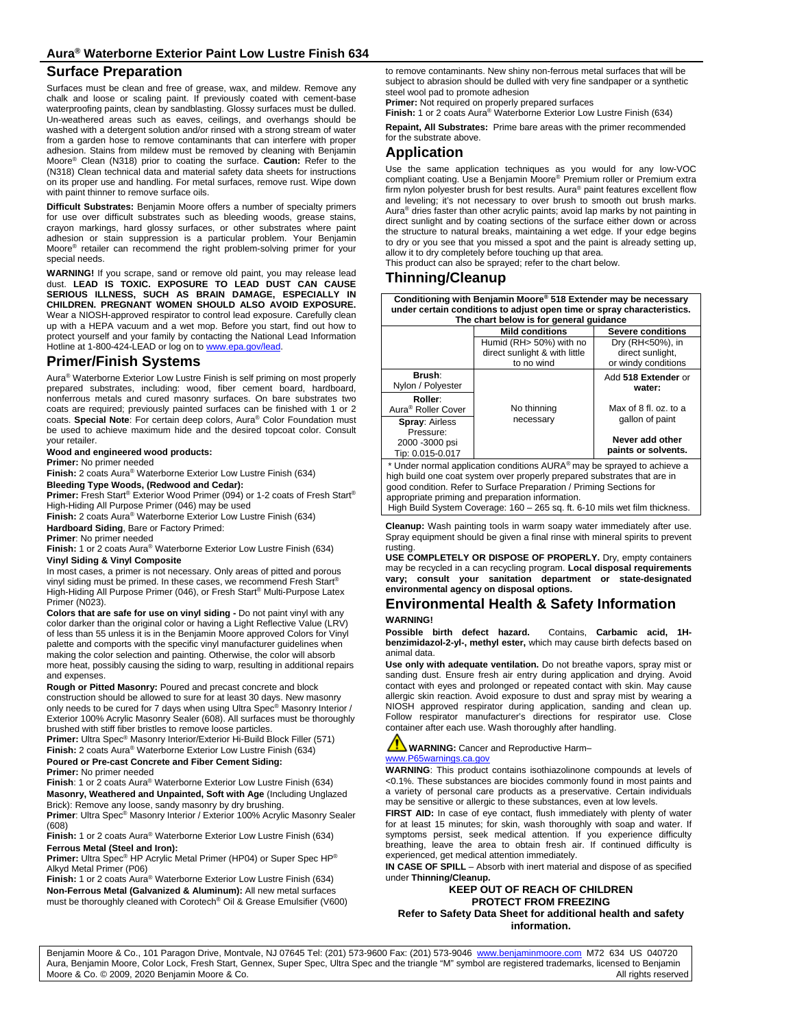## Aura® Waterborne Exterior Paint Low Lustre Finish 634

## Surface Preparation

Surfaces must be clean and free of grease, wax, and mildew. Remove any chalk and loose or scaling paint. If previously coated with cement-base waterproofing paints, clean by sandblasting. Glossy surfaces must be dulled. Un-weathered areas such as eaves, ceilings, and overhangs should be washed with a detergent solution and/or rinsed with a strong stream of water from a garden hose to remove contaminants that can interfere with proper adhesion. Stains from mildew must be removed by cleaning with Benjamin Moore® Clean (N318) prior to coating the surface. **Caution:** Refer to the (N318) Clean technical data and material safety data sheets for instructions on its proper use and handling. For metal surfaces, remove rust. Wipe down with paint thinner to remove surface oils.

**Difficult Substrates:** Benjamin Moore offers a number of specialty primers for use over difficult substrates such as bleeding woods, grease stains, crayon markings, hard glossy surfaces, or other substrates where paint adhesion or stain suppression is a particular problem. Your Benjamin Moore® retailer can recommend the right problem-solving primer for your special needs.

**WARNING!** If you scrape, sand or remove old paint, you may release lead dust. **LEAD IS TOXIC. EXPOSURE TO LEAD DUST CAN CAUSE SERIOUS ILLNESS, SUCH AS BRAIN DAMAGE, ESPECIALLY IN CHILDREN. PREGNANT WOMEN SHOULD ALSO AVOID EXPOSURE.** Wear a NIOSH-approved respirator to control lead exposure. Carefully clean up with a HEPA vacuum and a wet mop. Before you start, find out how to protect yourself and your family by contacting the National Lead Information Hotline at 1-800-424-LEAD or log on to www.epa.gov/lead.

## Primer/Finish Systems

Aura® Waterborne Exterior Low Lustre Finish is self priming on most properly prepared substrates, including: wood, fiber cement board, hardboard, nonferrous metals and cured masonry surfaces. On bare substrates two coats are required; previously painted surfaces can be finished with 1 or 2 coats. **Special Note**: For certain deep colors, Aura® Color Foundation must be used to achieve maximum hide and the desired topcoat color. Consult your retailer.

**Wood and engineered wood products:**
**Primer:** No primer needed
**Finish:** 2 coats Aura® Waterborne Exterior Low Lustre Finish (634)

**Bleeding Type Woods, (Redwood and Cedar):**
**Primer:** Fresh Start® Exterior Wood Primer (094) or 1-2 coats of Fresh Start® High-Hiding All Purpose Primer (046) may be used
**Finish:** 2 coats Aura® Waterborne Exterior Low Lustre Finish (634)

**Hardboard Siding**, Bare or Factory Primed:
**Primer**: No primer needed
**Finish:** 1 or 2 coats Aura® Waterborne Exterior Low Lustre Finish (634)

**Vinyl Siding & Vinyl Composite**
In most cases, a primer is not necessary. Only areas of pitted and porous vinyl siding must be primed. In these cases, we recommend Fresh Start® High-Hiding All Purpose Primer (046), or Fresh Start® Multi-Purpose Latex Primer (N023).

**Colors that are safe for use on vinyl siding -** Do not paint vinyl with any color darker than the original color or having a Light Reflective Value (LRV) of less than 55 unless it is in the Benjamin Moore approved Colors for Vinyl palette and comports with the specific vinyl manufacturer guidelines when making the color selection and painting. Otherwise, the color will absorb more heat, possibly causing the siding to warp, resulting in additional repairs and expenses.

**Rough or Pitted Masonry:** Poured and precast concrete and block construction should be allowed to sure for at least 30 days. New masonry only needs to be cured for 7 days when using Ultra Spec® Masonry Interior / Exterior 100% Acrylic Masonry Sealer (608). All surfaces must be thoroughly brushed with stiff fiber bristles to remove loose particles.
**Primer:** Ultra Spec® Masonry Interior/Exterior Hi-Build Block Filler (571)
**Finish:** 2 coats Aura® Waterborne Exterior Low Lustre Finish (634)

**Poured or Pre-cast Concrete and Fiber Cement Siding:**
**Primer:** No primer needed
**Finish**: 1 or 2 coats Aura® Waterborne Exterior Low Lustre Finish (634)

**Masonry, Weathered and Unpainted, Soft with Age** (Including Unglazed Brick): Remove any loose, sandy masonry by dry brushing.
**Primer**: Ultra Spec® Masonry Interior / Exterior 100% Acrylic Masonry Sealer (608)
**Finish:** 1 or 2 coats Aura® Waterborne Exterior Low Lustre Finish (634)

**Ferrous Metal (Steel and Iron):**
**Primer:** Ultra Spec® HP Acrylic Metal Primer (HP04) or Super Spec HP® Alkyd Metal Primer (P06)
**Finish:** 1 or 2 coats Aura® Waterborne Exterior Low Lustre Finish (634)

**Non-Ferrous Metal (Galvanized & Aluminum):** All new metal surfaces must be thoroughly cleaned with Corotech® Oil & Grease Emulsifier (V600) to remove contaminants. New shiny non-ferrous metal surfaces that will be subject to abrasion should be dulled with very fine sandpaper or a synthetic steel wool pad to promote adhesion
**Primer:** Not required on properly prepared surfaces
**Finish:** 1 or 2 coats Aura® Waterborne Exterior Low Lustre Finish (634)

**Repaint, All Substrates:** Prime bare areas with the primer recommended for the substrate above.

## Application

Use the same application techniques as you would for any low-VOC compliant coating. Use a Benjamin Moore® Premium roller or Premium extra firm nylon polyester brush for best results. Aura® paint features excellent flow and leveling; it's not necessary to over brush to smooth out brush marks. Aura® dries faster than other acrylic paints; avoid lap marks by not painting in direct sunlight and by coating sections of the surface either down or across the structure to natural breaks, maintaining a wet edge. If your edge begins to dry or you see that you missed a spot and the paint is already setting up, allow it to dry completely before touching up that area.
This product can also be sprayed; refer to the chart below.

## Thinning/Cleanup

**Conditioning with Benjamin Moore® 518 Extender may be necessary under certain conditions to adjust open time or spray characteristics. The chart below is for general guidance**

| | Mild conditions | Severe conditions |
|---|---|---|
| | Humid (RH> 50%) with no direct sunlight & with little to no wind | Dry (RH<50%), in direct sunlight, or windy conditions |
| **Brush**: Nylon / Polyester | No thinning necessary | Add **518 Extender** or **water:** Max of 8 fl. oz. to a gallon of paint **Never add other paints or solvents.** |
| **Roller**: Aura® Roller Cover | | |
| **Spray**: Airless Pressure: 2000 -3000 psi Tip: 0.015-0.017 | | |

\* Under normal application conditions AURA® may be sprayed to achieve a high build one coat system over properly prepared substrates that are in good condition. Refer to Surface Preparation / Priming Sections for appropriate priming and preparation information.
High Build System Coverage: 160 – 265 sq. ft. 6-10 mils wet film thickness.

**Cleanup:** Wash painting tools in warm soapy water immediately after use. Spray equipment should be given a final rinse with mineral spirits to prevent rusting.

**USE COMPLETELY OR DISPOSE OF PROPERLY.** Dry, empty containers may be recycled in a can recycling program. **Local disposal requirements vary; consult your sanitation department or state-designated environmental agency on disposal options.**

## Environmental Health & Safety Information

**WARNING!**

**Possible birth defect hazard.** Contains, **Carbamic acid, 1H-benzimidazol-2-yl-, methyl ester,** which may cause birth defects based on animal data.

**Use only with adequate ventilation.** Do not breathe vapors, spray mist or sanding dust. Ensure fresh air entry during application and drying. Avoid contact with eyes and prolonged or repeated contact with skin. May cause allergic skin reaction. Avoid exposure to dust and spray mist by wearing a NIOSH approved respirator during application, sanding and clean up. Follow respirator manufacturer's directions for respirator use. Close container after each use. Wash thoroughly after handling.

**WARNING:** Cancer and Reproductive Harm– www.P65warnings.ca.gov

**WARNING**: This product contains isothiazolinone compounds at levels of <0.1%. These substances are biocides commonly found in most paints and a variety of personal care products as a preservative. Certain individuals may be sensitive or allergic to these substances, even at low levels.

**FIRST AID:** In case of eye contact, flush immediately with plenty of water for at least 15 minutes; for skin, wash thoroughly with soap and water. If symptoms persist, seek medical attention. If you experience difficulty breathing, leave the area to obtain fresh air. If continued difficulty is experienced, get medical attention immediately.

**IN CASE OF SPILL** – Absorb with inert material and dispose of as specified under **Thinning/Cleanup.**

**KEEP OUT OF REACH OF CHILDREN**
**PROTECT FROM FREEZING**
**Refer to Safety Data Sheet for additional health and safety information.**

Benjamin Moore & Co., 101 Paragon Drive, Montvale, NJ 07645 Tel: (201) 573-9600 Fax: (201) 573-9046 www.benjaminmoore.com M72 634 US 040720
Aura, Benjamin Moore, Color Lock, Fresh Start, Gennex, Super Spec, Ultra Spec and the triangle "M" symbol are registered trademarks, licensed to Benjamin Moore & Co. © 2009, 2020 Benjamin Moore & Co. All rights reserved